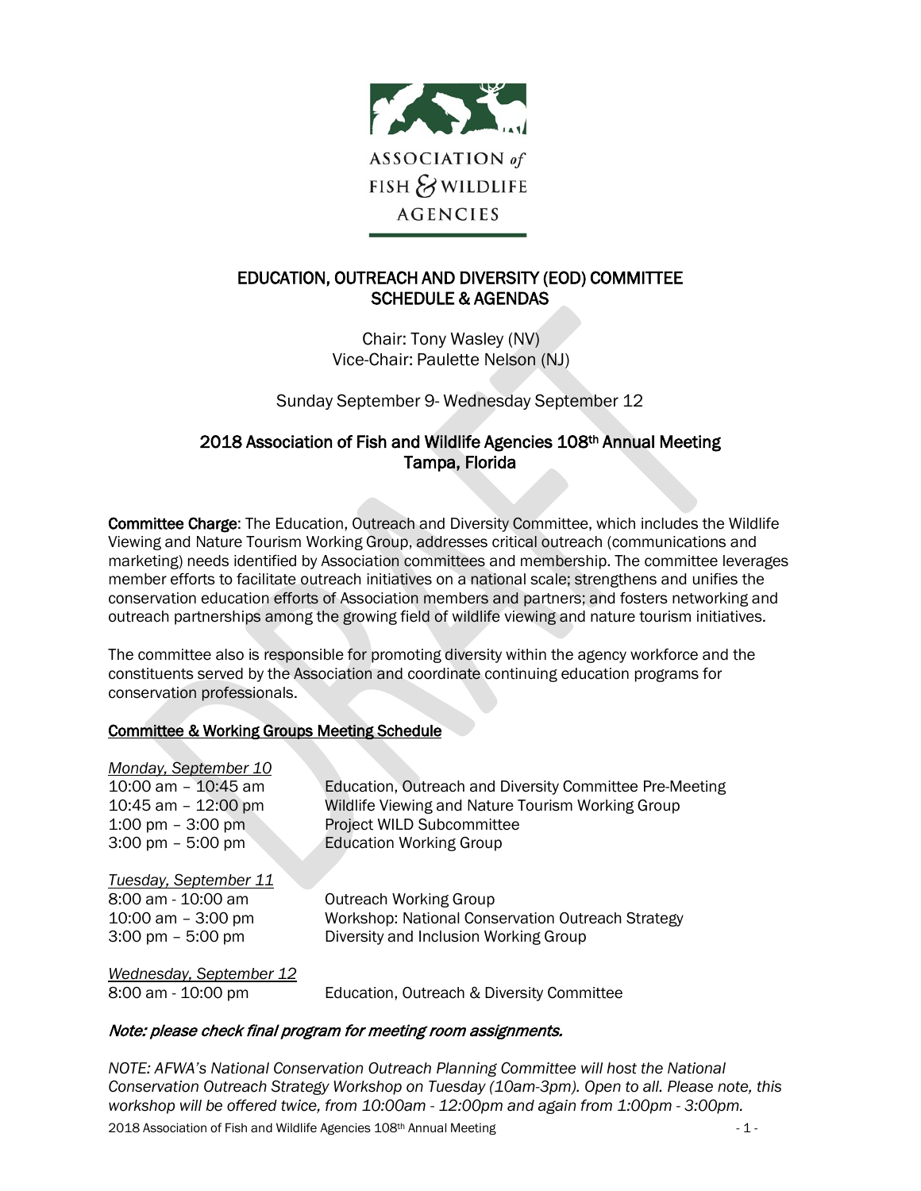ASSOCIATION *of* FISH & WILDLIFE AGENCIES

# EDUCATION, OUTREACH AND DIVERSITY (EOD) COMMITTEE SCHEDULE & AGENDAS

Chair: Tony Wasley (NV)
Vice-Chair: Paulette Nelson (NJ)

Sunday September 9- Wednesday September 12

## 2018 Association of Fish and Wildlife Agencies 108th Annual Meeting Tampa, Florida

**Committee Charge**: The Education, Outreach and Diversity Committee, which includes the Wildlife Viewing and Nature Tourism Working Group, addresses critical outreach (communications and marketing) needs identified by Association committees and membership. The committee leverages member efforts to facilitate outreach initiatives on a national scale; strengthens and unifies the conservation education efforts of Association members and partners; and fosters networking and outreach partnerships among the growing field of wildlife viewing and nature tourism initiatives.

The committee also is responsible for promoting diversity within the agency workforce and the constituents served by the Association and coordinate continuing education programs for conservation professionals.

### Committee & Working Groups Meeting Schedule

*Monday, September 10*

| | |
|---|---|
| 10:00 am – 10:45 am | Education, Outreach and Diversity Committee Pre-Meeting |
| 10:45 am – 12:00 pm | Wildlife Viewing and Nature Tourism Working Group |
| 1:00 pm – 3:00 pm | Project WILD Subcommittee |
| 3:00 pm – 5:00 pm | Education Working Group |

*Tuesday, September 11*

| | |
|---|---|
| 8:00 am - 10:00 am | Outreach Working Group |
| 10:00 am – 3:00 pm | Workshop: National Conservation Outreach Strategy |
| 3:00 pm – 5:00 pm | Diversity and Inclusion Working Group |

*Wednesday, September 12*

| | |
|---|---|
| 8:00 am - 10:00 pm | Education, Outreach & Diversity Committee |

***Note: please check final program for meeting room assignments.***

*NOTE: AFWA's National Conservation Outreach Planning Committee will host the National Conservation Outreach Strategy Workshop on Tuesday (10am-3pm). Open to all. Please note, this workshop will be offered twice, from 10:00am - 12:00pm and again from 1:00pm - 3:00pm.*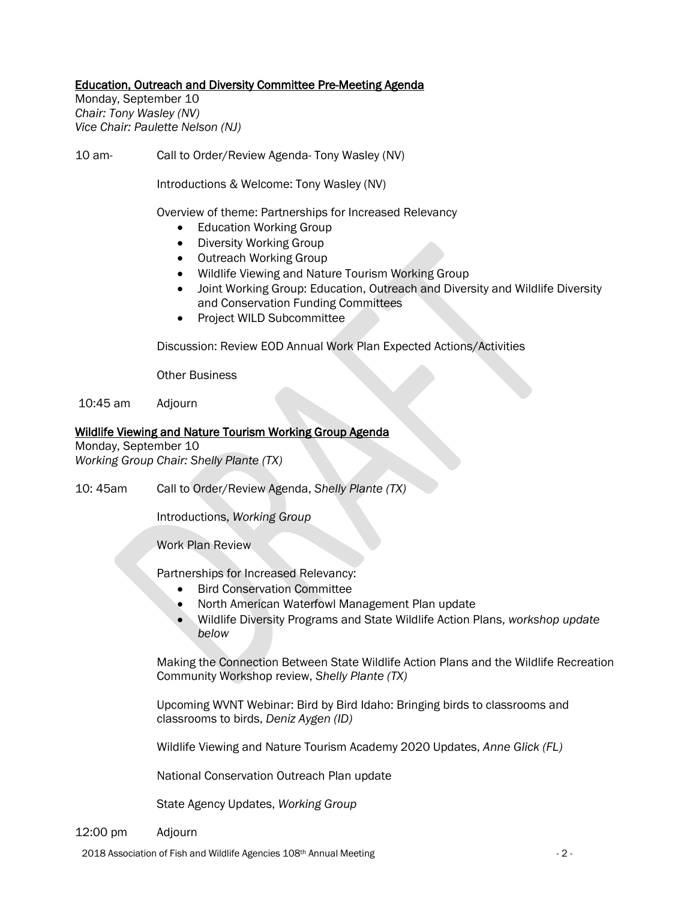## Education, Outreach and Diversity Committee Pre-Meeting Agenda

Monday, September 10
*Chair: Tony Wasley (NV)*
*Vice Chair: Paulette Nelson (NJ)*

10 am- Call to Order/Review Agenda- Tony Wasley (NV)

Introductions & Welcome: Tony Wasley (NV)

Overview of theme: Partnerships for Increased Relevancy

- Education Working Group
- Diversity Working Group
- Outreach Working Group
- Wildlife Viewing and Nature Tourism Working Group
- Joint Working Group: Education, Outreach and Diversity and Wildlife Diversity and Conservation Funding Committees
- Project WILD Subcommittee

Discussion: Review EOD Annual Work Plan Expected Actions/Activities

Other Business

10:45 am Adjourn

## Wildlife Viewing and Nature Tourism Working Group Agenda

Monday, September 10
*Working Group Chair: Shelly Plante (TX)*

10: 45am Call to Order/Review Agenda, *Shelly Plante (TX)*

Introductions, *Working Group*

Work Plan Review

Partnerships for Increased Relevancy:

- Bird Conservation Committee
- North American Waterfowl Management Plan update
- Wildlife Diversity Programs and State Wildlife Action Plans, *workshop update below*

Making the Connection Between State Wildlife Action Plans and the Wildlife Recreation Community Workshop review, *Shelly Plante (TX)*

Upcoming WVNT Webinar: Bird by Bird Idaho: Bringing birds to classrooms and classrooms to birds, *Deniz Aygen (ID)*

Wildlife Viewing and Nature Tourism Academy 2020 Updates, *Anne Glick (FL)*

National Conservation Outreach Plan update

State Agency Updates, *Working Group*

12:00 pm Adjourn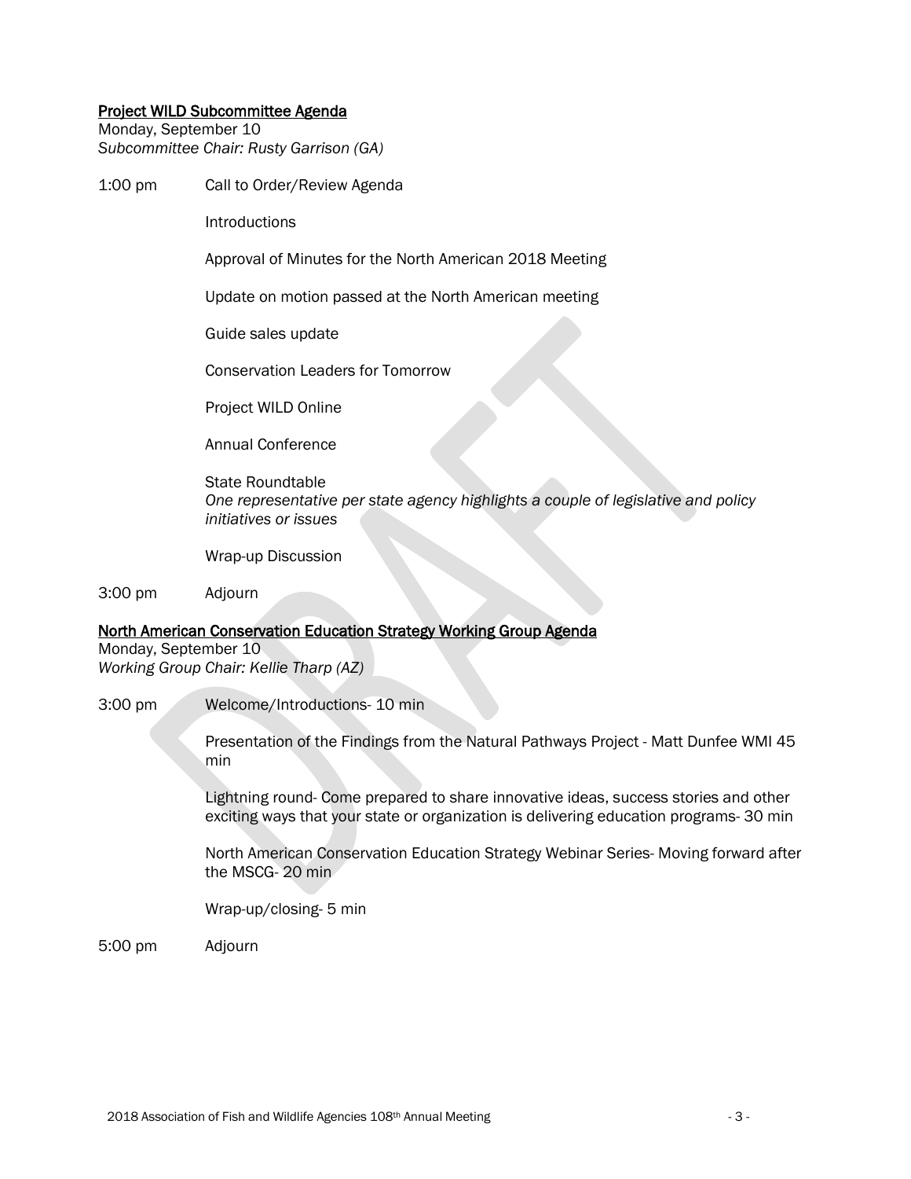## Project WILD Subcommittee Agenda

Monday, September 10
*Subcommittee Chair: Rusty Garrison (GA)*

1:00 pm Call to Order/Review Agenda

Introductions

Approval of Minutes for the North American 2018 Meeting

Update on motion passed at the North American meeting

Guide sales update

Conservation Leaders for Tomorrow

Project WILD Online

Annual Conference

State Roundtable
*One representative per state agency highlights a couple of legislative and policy initiatives or issues*

Wrap-up Discussion

3:00 pm Adjourn

## North American Conservation Education Strategy Working Group Agenda

Monday, September 10
*Working Group Chair: Kellie Tharp (AZ)*

3:00 pm Welcome/Introductions- 10 min

Presentation of the Findings from the Natural Pathways Project - Matt Dunfee WMI 45 min

Lightning round- Come prepared to share innovative ideas, success stories and other exciting ways that your state or organization is delivering education programs- 30 min

North American Conservation Education Strategy Webinar Series- Moving forward after the MSCG- 20 min

Wrap-up/closing- 5 min

5:00 pm Adjourn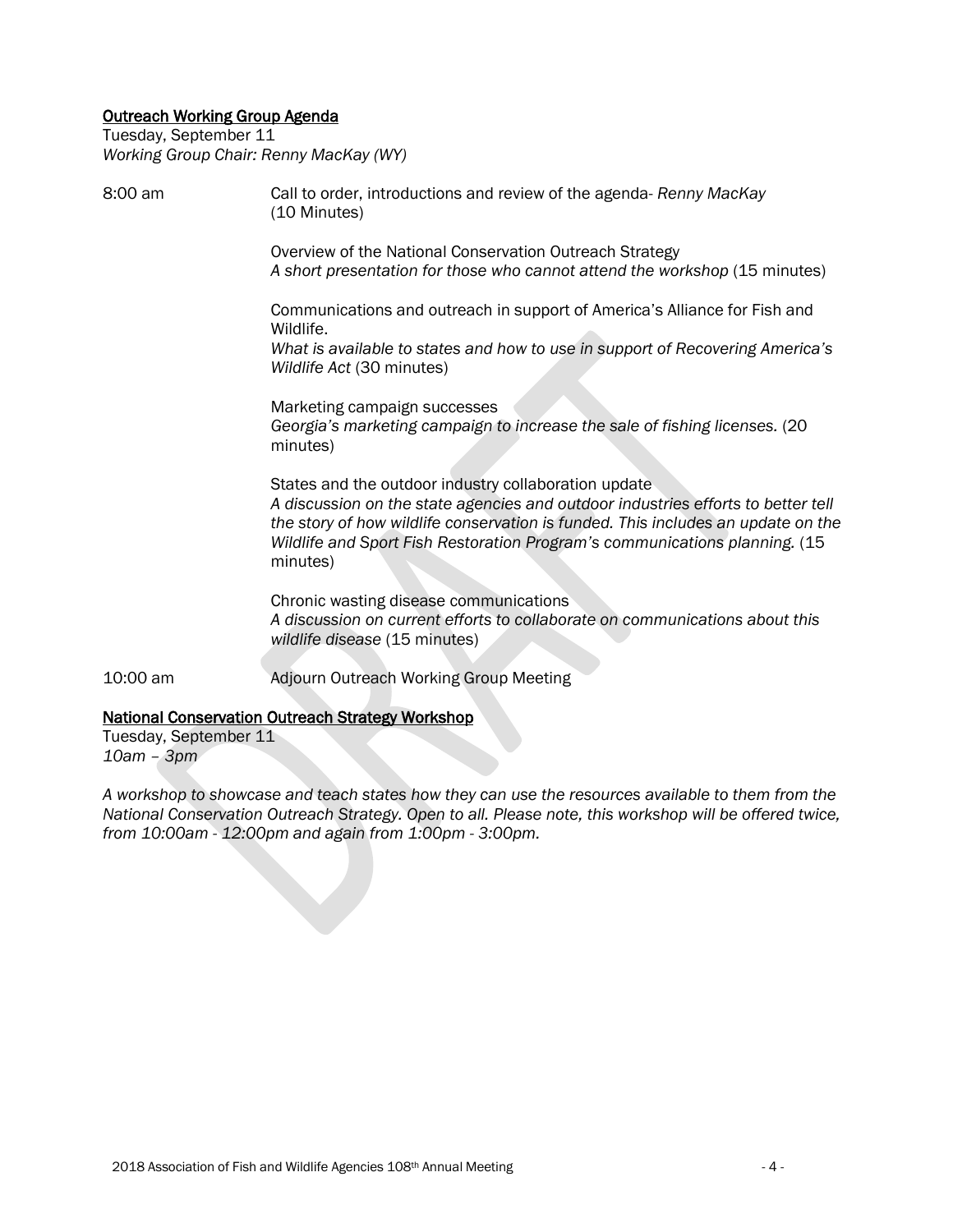## Outreach Working Group Agenda

Tuesday, September 11
*Working Group Chair: Renny MacKay (WY)*

8:00 am — Call to order, introductions and review of the agenda- *Renny MacKay* (10 Minutes)

Overview of the National Conservation Outreach Strategy
*A short presentation for those who cannot attend the workshop* (15 minutes)

Communications and outreach in support of America's Alliance for Fish and Wildlife.
*What is available to states and how to use in support of Recovering America's Wildlife Act* (30 minutes)

Marketing campaign successes
*Georgia's marketing campaign to increase the sale of fishing licenses.* (20 minutes)

States and the outdoor industry collaboration update
*A discussion on the state agencies and outdoor industries efforts to better tell the story of how wildlife conservation is funded. This includes an update on the Wildlife and Sport Fish Restoration Program's communications planning.* (15 minutes)

Chronic wasting disease communications
*A discussion on current efforts to collaborate on communications about this wildlife disease* (15 minutes)

10:00 am — Adjourn Outreach Working Group Meeting

## National Conservation Outreach Strategy Workshop

Tuesday, September 11
*10am – 3pm*

*A workshop to showcase and teach states how they can use the resources available to them from the National Conservation Outreach Strategy. Open to all. Please note, this workshop will be offered twice, from 10:00am - 12:00pm and again from 1:00pm - 3:00pm.*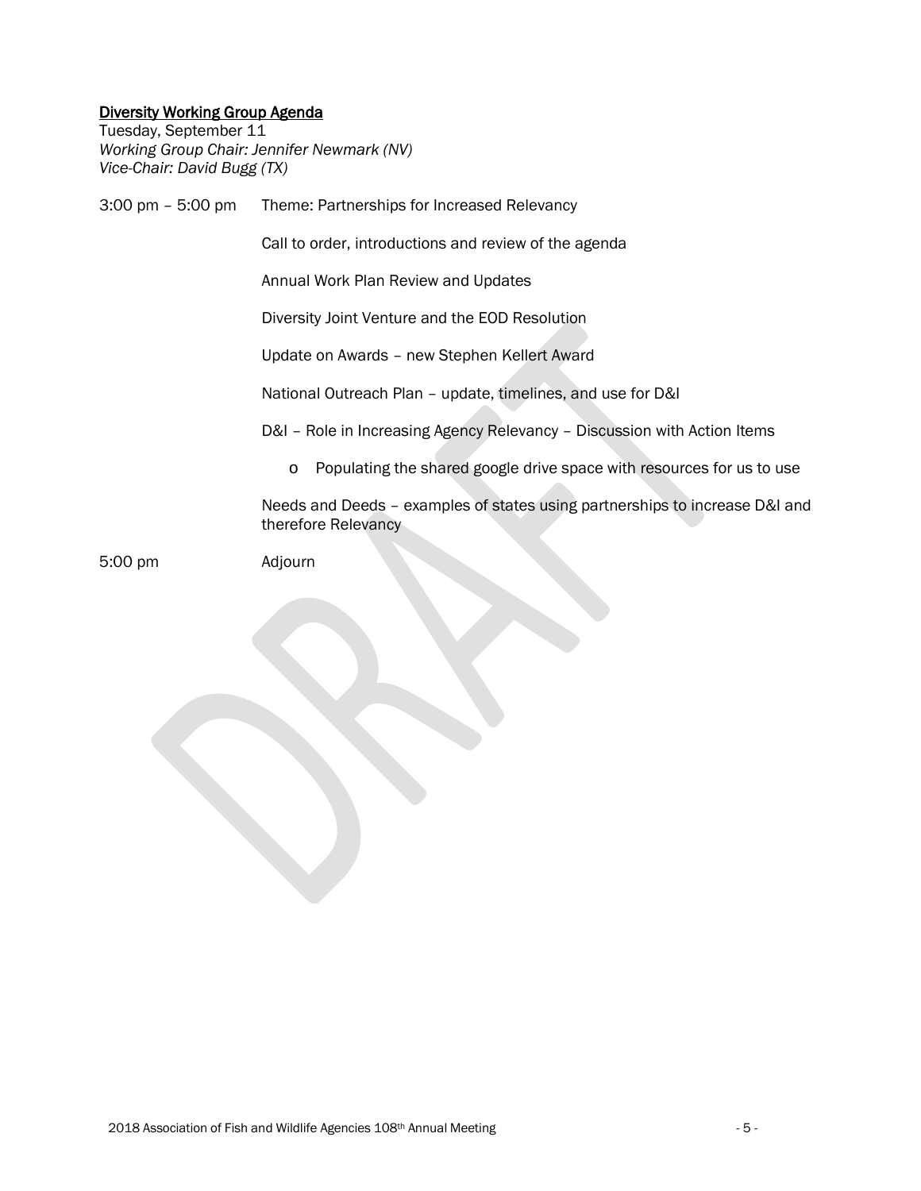## Diversity Working Group Agenda

Tuesday, September 11
*Working Group Chair: Jennifer Newmark (NV)*
*Vice-Chair: David Bugg (TX)*

3:00 pm – 5:00 pm Theme: Partnerships for Increased Relevancy

Call to order, introductions and review of the agenda

Annual Work Plan Review and Updates

Diversity Joint Venture and the EOD Resolution

Update on Awards – new Stephen Kellert Award

National Outreach Plan – update, timelines, and use for D&I

D&I – Role in Increasing Agency Relevancy – Discussion with Action Items

- Populating the shared google drive space with resources for us to use

Needs and Deeds – examples of states using partnerships to increase D&I and therefore Relevancy

5:00 pm Adjourn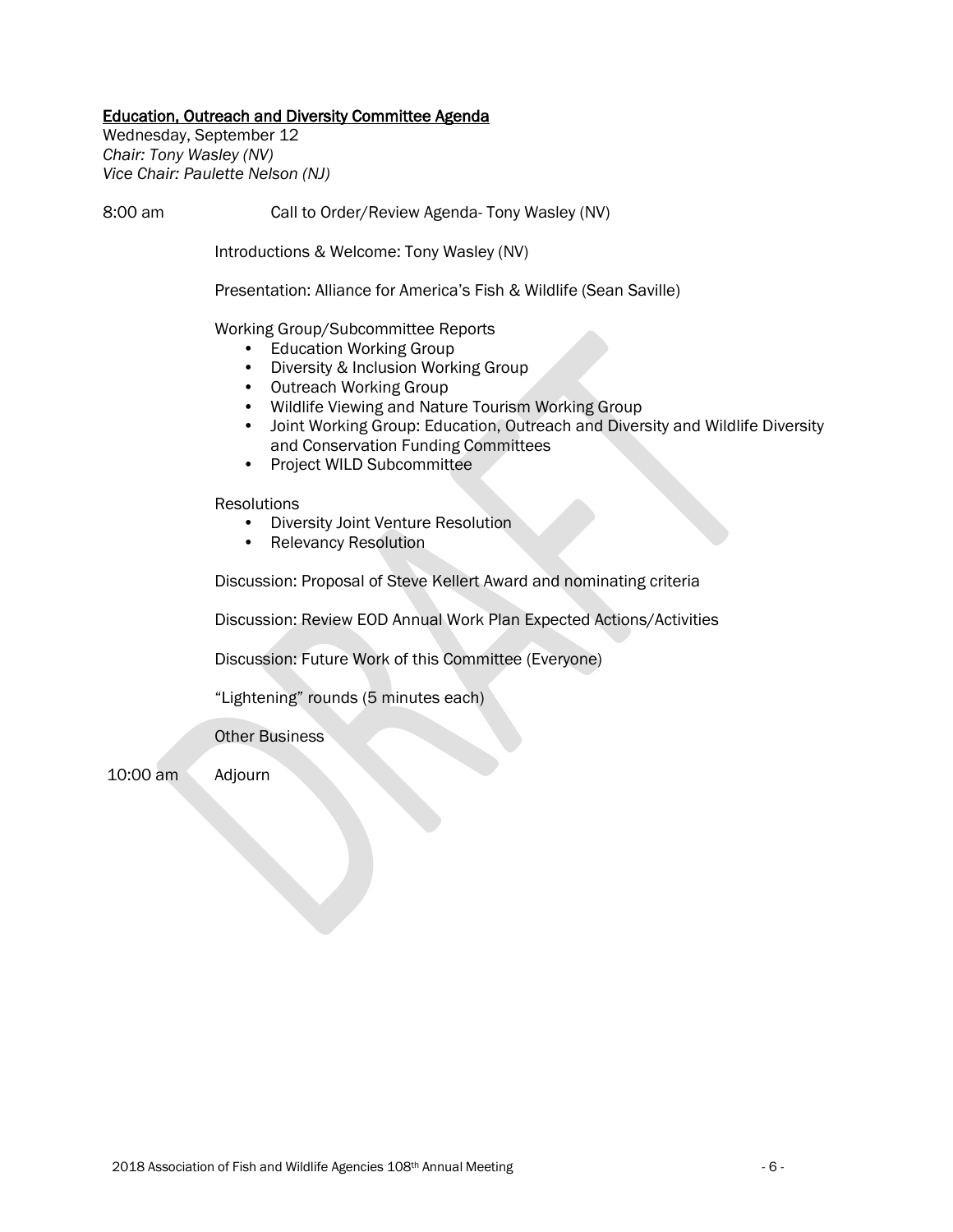## Education, Outreach and Diversity Committee Agenda

Wednesday, September 12
*Chair: Tony Wasley (NV)*
*Vice Chair: Paulette Nelson (NJ)*

8:00 am Call to Order/Review Agenda- Tony Wasley (NV)

Introductions & Welcome: Tony Wasley (NV)

Presentation: Alliance for America's Fish & Wildlife (Sean Saville)

Working Group/Subcommittee Reports

- Education Working Group
- Diversity & Inclusion Working Group
- Outreach Working Group
- Wildlife Viewing and Nature Tourism Working Group
- Joint Working Group: Education, Outreach and Diversity and Wildlife Diversity and Conservation Funding Committees
- Project WILD Subcommittee

Resolutions

- Diversity Joint Venture Resolution
- Relevancy Resolution

Discussion: Proposal of Steve Kellert Award and nominating criteria

Discussion: Review EOD Annual Work Plan Expected Actions/Activities

Discussion: Future Work of this Committee (Everyone)

"Lightening" rounds (5 minutes each)

Other Business

10:00 am Adjourn